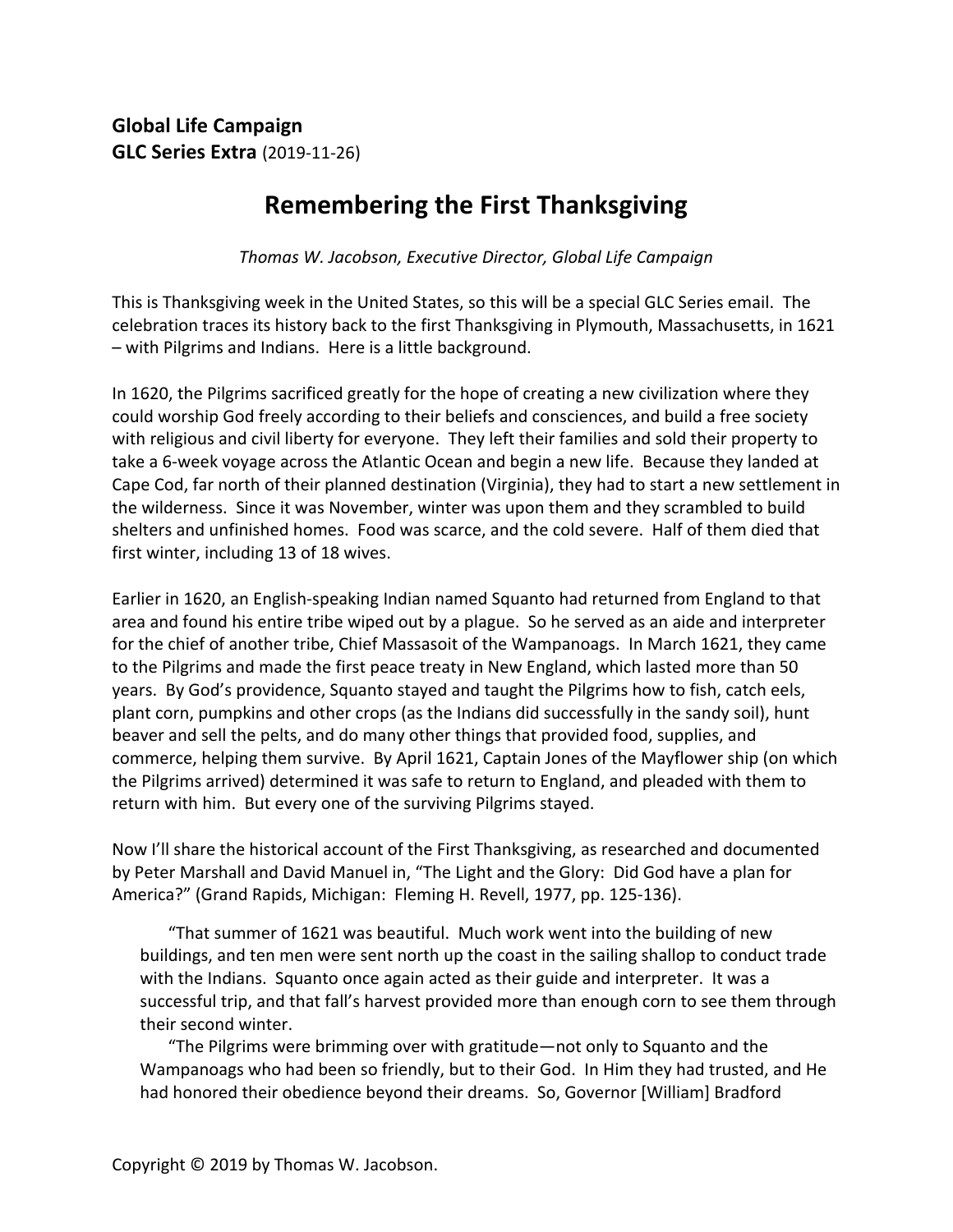**Global Life Campaign**
**GLC Series Extra** (2019-11-26)

# Remembering the First Thanksgiving

*Thomas W. Jacobson, Executive Director, Global Life Campaign*

This is Thanksgiving week in the United States, so this will be a special GLC Series email. The celebration traces its history back to the first Thanksgiving in Plymouth, Massachusetts, in 1621 – with Pilgrims and Indians. Here is a little background.

In 1620, the Pilgrims sacrificed greatly for the hope of creating a new civilization where they could worship God freely according to their beliefs and consciences, and build a free society with religious and civil liberty for everyone. They left their families and sold their property to take a 6-week voyage across the Atlantic Ocean and begin a new life. Because they landed at Cape Cod, far north of their planned destination (Virginia), they had to start a new settlement in the wilderness. Since it was November, winter was upon them and they scrambled to build shelters and unfinished homes. Food was scarce, and the cold severe. Half of them died that first winter, including 13 of 18 wives.

Earlier in 1620, an English-speaking Indian named Squanto had returned from England to that area and found his entire tribe wiped out by a plague. So he served as an aide and interpreter for the chief of another tribe, Chief Massasoit of the Wampanoags. In March 1621, they came to the Pilgrims and made the first peace treaty in New England, which lasted more than 50 years. By God's providence, Squanto stayed and taught the Pilgrims how to fish, catch eels, plant corn, pumpkins and other crops (as the Indians did successfully in the sandy soil), hunt beaver and sell the pelts, and do many other things that provided food, supplies, and commerce, helping them survive. By April 1621, Captain Jones of the Mayflower ship (on which the Pilgrims arrived) determined it was safe to return to England, and pleaded with them to return with him. But every one of the surviving Pilgrims stayed.

Now I'll share the historical account of the First Thanksgiving, as researched and documented by Peter Marshall and David Manuel in, "The Light and the Glory: Did God have a plan for America?" (Grand Rapids, Michigan: Fleming H. Revell, 1977, pp. 125-136).

> "That summer of 1621 was beautiful. Much work went into the building of new buildings, and ten men were sent north up the coast in the sailing shallop to conduct trade with the Indians. Squanto once again acted as their guide and interpreter. It was a successful trip, and that fall's harvest provided more than enough corn to see them through their second winter.
>
> "The Pilgrims were brimming over with gratitude—not only to Squanto and the Wampanoags who had been so friendly, but to their God. In Him they had trusted, and He had honored their obedience beyond their dreams. So, Governor [William] Bradford

Copyright © 2019 by Thomas W. Jacobson.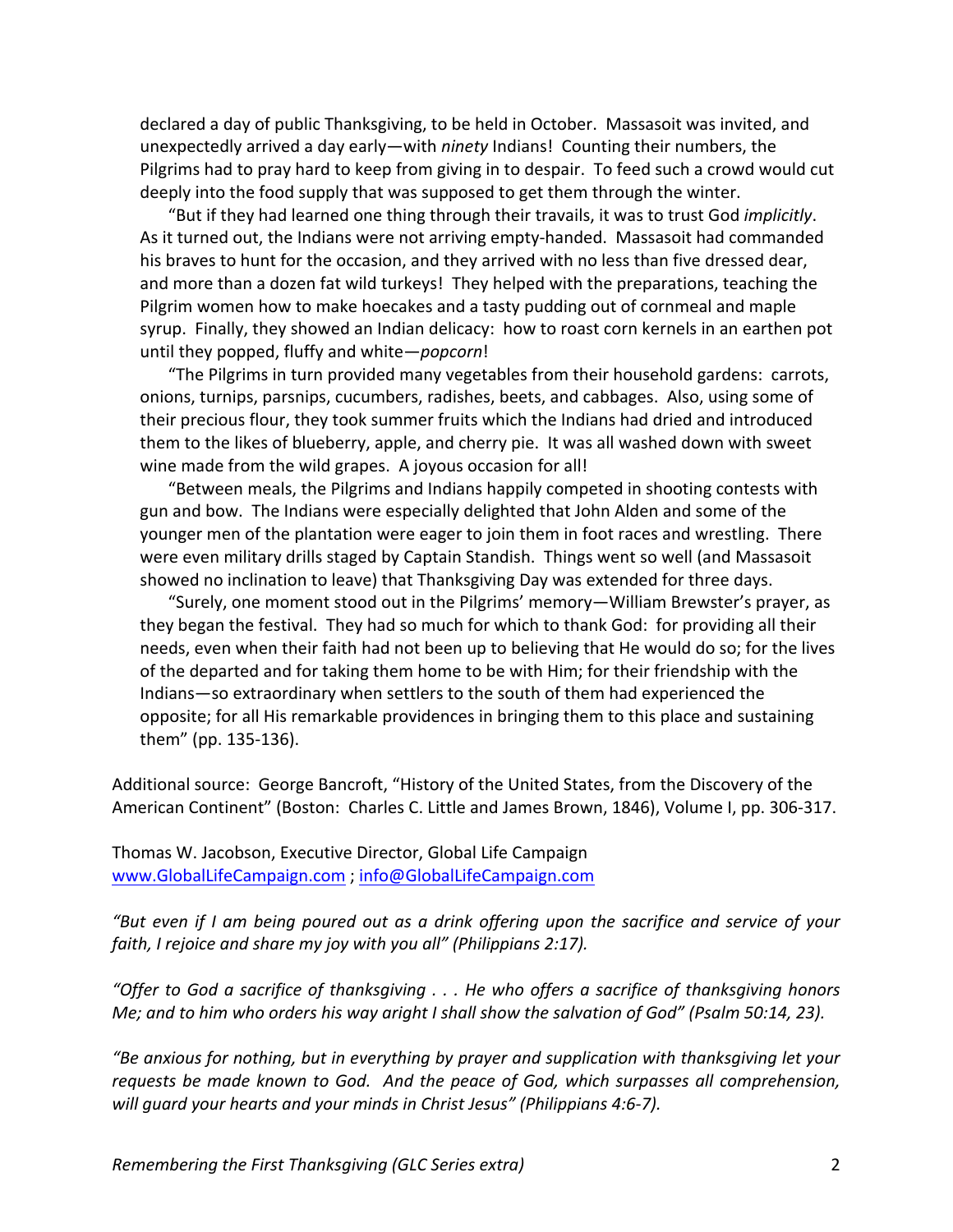declared a day of public Thanksgiving, to be held in October. Massasoit was invited, and unexpectedly arrived a day early—with *ninety* Indians! Counting their numbers, the Pilgrims had to pray hard to keep from giving in to despair. To feed such a crowd would cut deeply into the food supply that was supposed to get them through the winter.

"But if they had learned one thing through their travails, it was to trust God *implicitly*. As it turned out, the Indians were not arriving empty-handed. Massasoit had commanded his braves to hunt for the occasion, and they arrived with no less than five dressed dear, and more than a dozen fat wild turkeys! They helped with the preparations, teaching the Pilgrim women how to make hoecakes and a tasty pudding out of cornmeal and maple syrup. Finally, they showed an Indian delicacy: how to roast corn kernels in an earthen pot until they popped, fluffy and white—*popcorn*!

"The Pilgrims in turn provided many vegetables from their household gardens: carrots, onions, turnips, parsnips, cucumbers, radishes, beets, and cabbages. Also, using some of their precious flour, they took summer fruits which the Indians had dried and introduced them to the likes of blueberry, apple, and cherry pie. It was all washed down with sweet wine made from the wild grapes. A joyous occasion for all!

"Between meals, the Pilgrims and Indians happily competed in shooting contests with gun and bow. The Indians were especially delighted that John Alden and some of the younger men of the plantation were eager to join them in foot races and wrestling. There were even military drills staged by Captain Standish. Things went so well (and Massasoit showed no inclination to leave) that Thanksgiving Day was extended for three days.

"Surely, one moment stood out in the Pilgrims' memory—William Brewster's prayer, as they began the festival. They had so much for which to thank God: for providing all their needs, even when their faith had not been up to believing that He would do so; for the lives of the departed and for taking them home to be with Him; for their friendship with the Indians—so extraordinary when settlers to the south of them had experienced the opposite; for all His remarkable providences in bringing them to this place and sustaining them" (pp. 135-136).

Additional source: George Bancroft, "History of the United States, from the Discovery of the American Continent" (Boston: Charles C. Little and James Brown, 1846), Volume I, pp. 306-317.

Thomas W. Jacobson, Executive Director, Global Life Campaign
www.GlobalLifeCampaign.com ; info@GlobalLifeCampaign.com

*"But even if I am being poured out as a drink offering upon the sacrifice and service of your faith, I rejoice and share my joy with you all" (Philippians 2:17).*

*"Offer to God a sacrifice of thanksgiving . . . He who offers a sacrifice of thanksgiving honors Me; and to him who orders his way aright I shall show the salvation of God" (Psalm 50:14, 23).*

*"Be anxious for nothing, but in everything by prayer and supplication with thanksgiving let your requests be made known to God. And the peace of God, which surpasses all comprehension, will guard your hearts and your minds in Christ Jesus" (Philippians 4:6-7).*